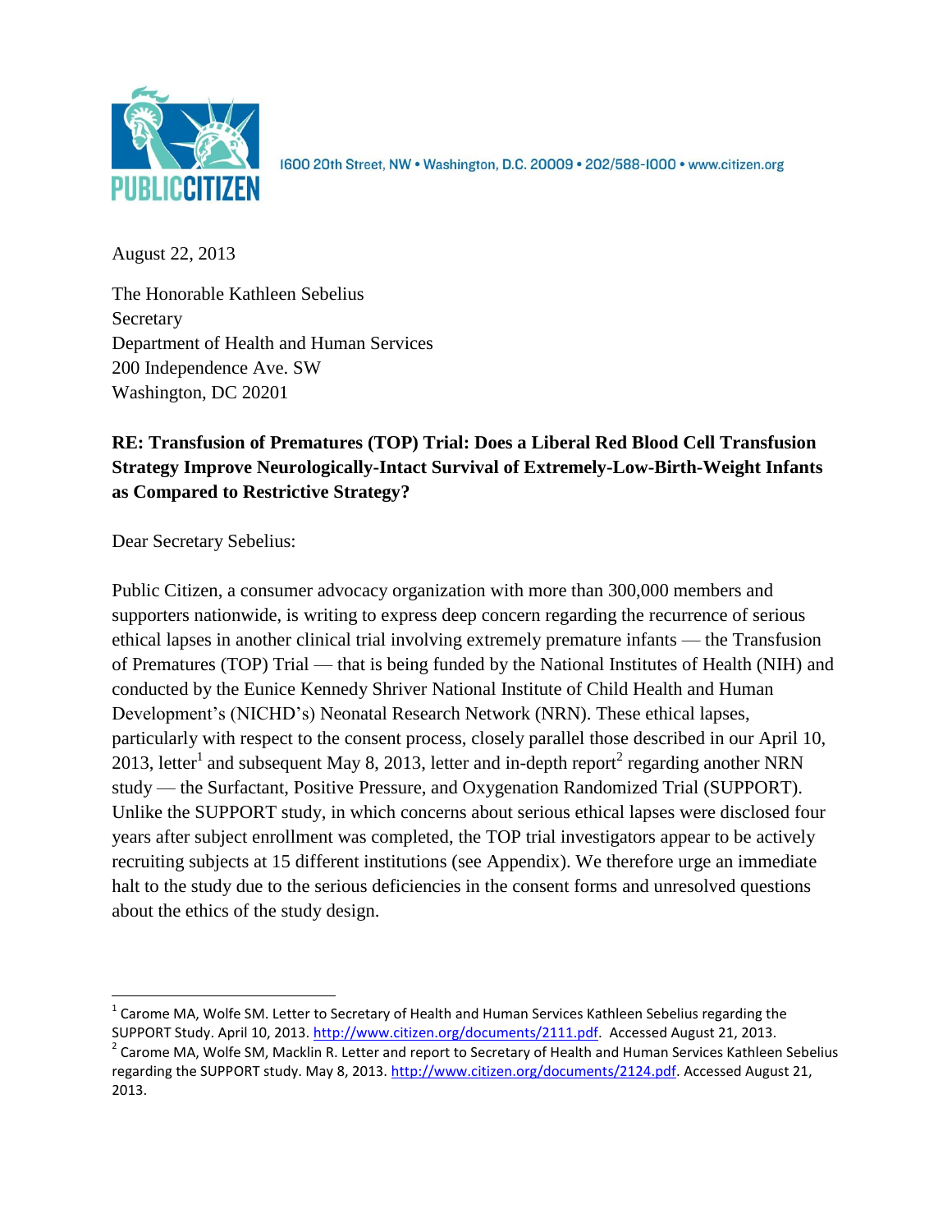PUBLIC CITIZEN

1600 20th Street, NW • Washington, D.C. 20009 • 202/588-1000 • www.citizen.org

August 22, 2013

The Honorable Kathleen Sebelius
Secretary
Department of Health and Human Services
200 Independence Ave. SW
Washington, DC 20201

**RE: Transfusion of Prematures (TOP) Trial: Does a Liberal Red Blood Cell Transfusion Strategy Improve Neurologically-Intact Survival of Extremely-Low-Birth-Weight Infants as Compared to Restrictive Strategy?**

Dear Secretary Sebelius:

Public Citizen, a consumer advocacy organization with more than 300,000 members and supporters nationwide, is writing to express deep concern regarding the recurrence of serious ethical lapses in another clinical trial involving extremely premature infants — the Transfusion of Prematures (TOP) Trial — that is being funded by the National Institutes of Health (NIH) and conducted by the Eunice Kennedy Shriver National Institute of Child Health and Human Development's (NICHD's) Neonatal Research Network (NRN). These ethical lapses, particularly with respect to the consent process, closely parallel those described in our April 10, 2013, letter[1] and subsequent May 8, 2013, letter and in-depth report[2] regarding another NRN study — the Surfactant, Positive Pressure, and Oxygenation Randomized Trial (SUPPORT). Unlike the SUPPORT study, in which concerns about serious ethical lapses were disclosed four years after subject enrollment was completed, the TOP trial investigators appear to be actively recruiting subjects at 15 different institutions (see Appendix). We therefore urge an immediate halt to the study due to the serious deficiencies in the consent forms and unresolved questions about the ethics of the study design.

---

[1] Carome MA, Wolfe SM. Letter to Secretary of Health and Human Services Kathleen Sebelius regarding the SUPPORT Study. April 10, 2013. http://www.citizen.org/documents/2111.pdf. Accessed August 21, 2013.

[2] Carome MA, Wolfe SM, Macklin R. Letter and report to Secretary of Health and Human Services Kathleen Sebelius regarding the SUPPORT study. May 8, 2013. http://www.citizen.org/documents/2124.pdf. Accessed August 21, 2013.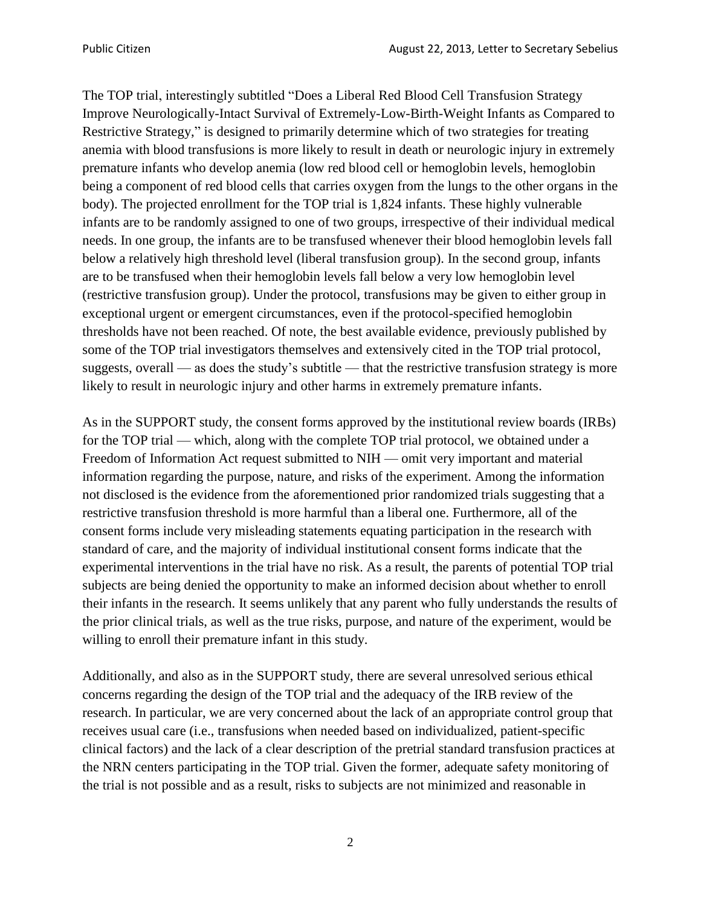The TOP trial, interestingly subtitled "Does a Liberal Red Blood Cell Transfusion Strategy Improve Neurologically-Intact Survival of Extremely-Low-Birth-Weight Infants as Compared to Restrictive Strategy," is designed to primarily determine which of two strategies for treating anemia with blood transfusions is more likely to result in death or neurologic injury in extremely premature infants who develop anemia (low red blood cell or hemoglobin levels, hemoglobin being a component of red blood cells that carries oxygen from the lungs to the other organs in the body). The projected enrollment for the TOP trial is 1,824 infants. These highly vulnerable infants are to be randomly assigned to one of two groups, irrespective of their individual medical needs. In one group, the infants are to be transfused whenever their blood hemoglobin levels fall below a relatively high threshold level (liberal transfusion group). In the second group, infants are to be transfused when their hemoglobin levels fall below a very low hemoglobin level (restrictive transfusion group). Under the protocol, transfusions may be given to either group in exceptional urgent or emergent circumstances, even if the protocol-specified hemoglobin thresholds have not been reached. Of note, the best available evidence, previously published by some of the TOP trial investigators themselves and extensively cited in the TOP trial protocol, suggests, overall — as does the study's subtitle — that the restrictive transfusion strategy is more likely to result in neurologic injury and other harms in extremely premature infants.

As in the SUPPORT study, the consent forms approved by the institutional review boards (IRBs) for the TOP trial — which, along with the complete TOP trial protocol, we obtained under a Freedom of Information Act request submitted to NIH — omit very important and material information regarding the purpose, nature, and risks of the experiment. Among the information not disclosed is the evidence from the aforementioned prior randomized trials suggesting that a restrictive transfusion threshold is more harmful than a liberal one. Furthermore, all of the consent forms include very misleading statements equating participation in the research with standard of care, and the majority of individual institutional consent forms indicate that the experimental interventions in the trial have no risk. As a result, the parents of potential TOP trial subjects are being denied the opportunity to make an informed decision about whether to enroll their infants in the research. It seems unlikely that any parent who fully understands the results of the prior clinical trials, as well as the true risks, purpose, and nature of the experiment, would be willing to enroll their premature infant in this study.

Additionally, and also as in the SUPPORT study, there are several unresolved serious ethical concerns regarding the design of the TOP trial and the adequacy of the IRB review of the research. In particular, we are very concerned about the lack of an appropriate control group that receives usual care (i.e., transfusions when needed based on individualized, patient-specific clinical factors) and the lack of a clear description of the pretrial standard transfusion practices at the NRN centers participating in the TOP trial. Given the former, adequate safety monitoring of the trial is not possible and as a result, risks to subjects are not minimized and reasonable in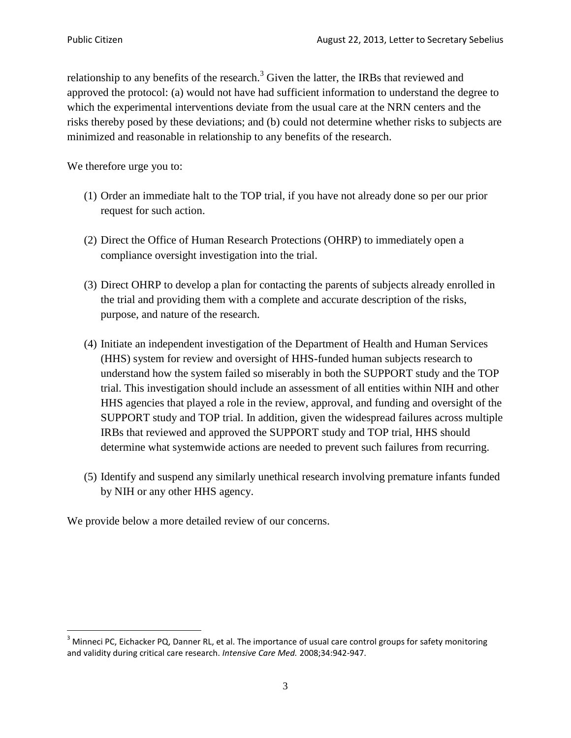relationship to any benefits of the research.[3] Given the latter, the IRBs that reviewed and approved the protocol: (a) would not have had sufficient information to understand the degree to which the experimental interventions deviate from the usual care at the NRN centers and the risks thereby posed by these deviations; and (b) could not determine whether risks to subjects are minimized and reasonable in relationship to any benefits of the research.

We therefore urge you to:

(1) Order an immediate halt to the TOP trial, if you have not already done so per our prior request for such action.

(2) Direct the Office of Human Research Protections (OHRP) to immediately open a compliance oversight investigation into the trial.

(3) Direct OHRP to develop a plan for contacting the parents of subjects already enrolled in the trial and providing them with a complete and accurate description of the risks, purpose, and nature of the research.

(4) Initiate an independent investigation of the Department of Health and Human Services (HHS) system for review and oversight of HHS-funded human subjects research to understand how the system failed so miserably in both the SUPPORT study and the TOP trial. This investigation should include an assessment of all entities within NIH and other HHS agencies that played a role in the review, approval, and funding and oversight of the SUPPORT study and TOP trial. In addition, given the widespread failures across multiple IRBs that reviewed and approved the SUPPORT study and TOP trial, HHS should determine what systemwide actions are needed to prevent such failures from recurring.

(5) Identify and suspend any similarly unethical research involving premature infants funded by NIH or any other HHS agency.

We provide below a more detailed review of our concerns.

---

[3] Minneci PC, Eichacker PQ, Danner RL, et al. The importance of usual care control groups for safety monitoring and validity during critical care research. *Intensive Care Med.* 2008;34:942-947.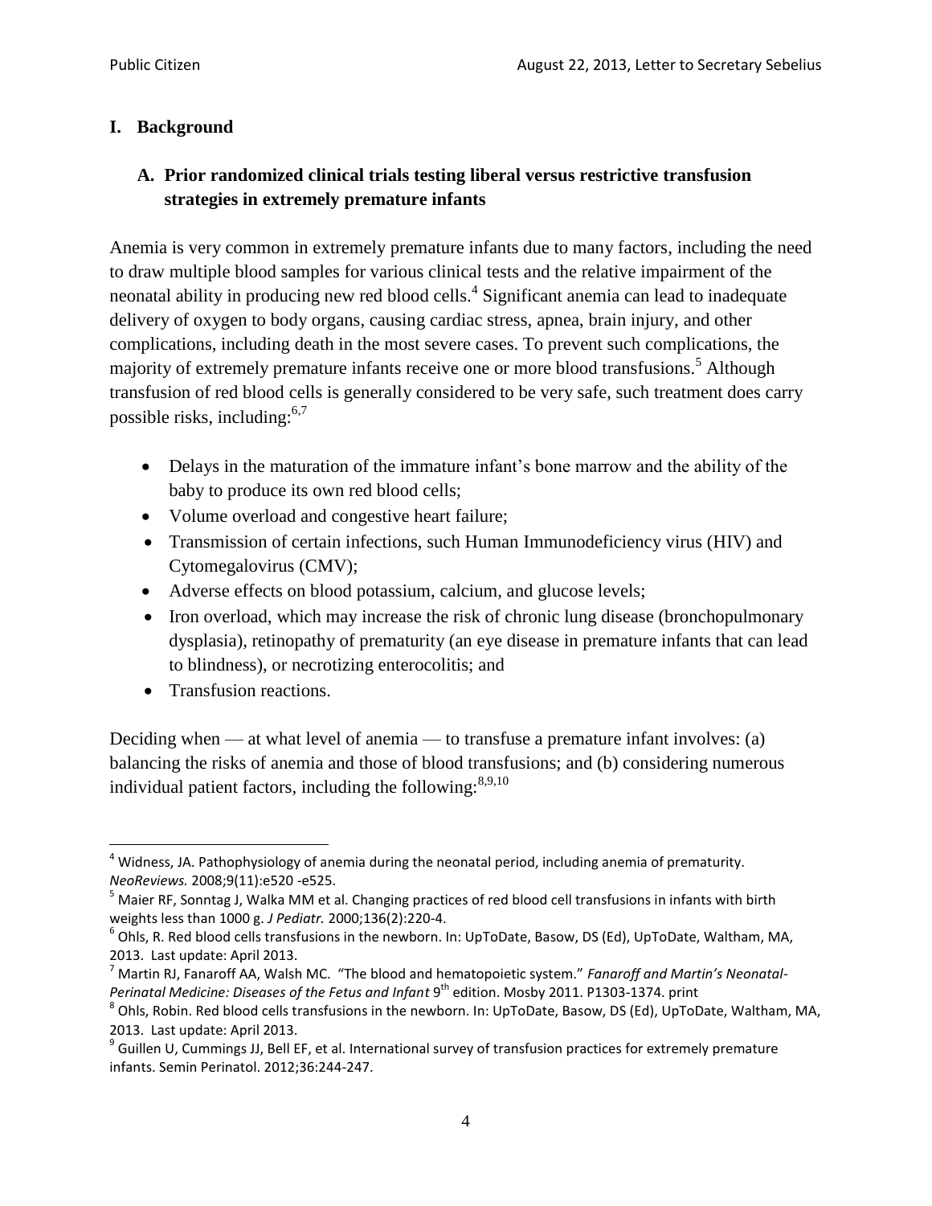## I. Background

### A. Prior randomized clinical trials testing liberal versus restrictive transfusion strategies in extremely premature infants

Anemia is very common in extremely premature infants due to many factors, including the need to draw multiple blood samples for various clinical tests and the relative impairment of the neonatal ability in producing new red blood cells.[4] Significant anemia can lead to inadequate delivery of oxygen to body organs, causing cardiac stress, apnea, brain injury, and other complications, including death in the most severe cases. To prevent such complications, the majority of extremely premature infants receive one or more blood transfusions.[5] Although transfusion of red blood cells is generally considered to be very safe, such treatment does carry possible risks, including:[6,7]

- Delays in the maturation of the immature infant's bone marrow and the ability of the baby to produce its own red blood cells;
- Volume overload and congestive heart failure;
- Transmission of certain infections, such Human Immunodeficiency virus (HIV) and Cytomegalovirus (CMV);
- Adverse effects on blood potassium, calcium, and glucose levels;
- Iron overload, which may increase the risk of chronic lung disease (bronchopulmonary dysplasia), retinopathy of prematurity (an eye disease in premature infants that can lead to blindness), or necrotizing enterocolitis; and
- Transfusion reactions.

Deciding when — at what level of anemia — to transfuse a premature infant involves: (a) balancing the risks of anemia and those of blood transfusions; and (b) considering numerous individual patient factors, including the following:[8,9,10]

---

[4] Widness, JA. Pathophysiology of anemia during the neonatal period, including anemia of prematurity. *NeoReviews.* 2008;9(11):e520 -e525.

[5] Maier RF, Sonntag J, Walka MM et al. Changing practices of red blood cell transfusions in infants with birth weights less than 1000 g. *J Pediatr.* 2000;136(2):220-4.

[6] Ohls, R. Red blood cells transfusions in the newborn. In: UpToDate, Basow, DS (Ed), UpToDate, Waltham, MA, 2013. Last update: April 2013.

[7] Martin RJ, Fanaroff AA, Walsh MC. "The blood and hematopoietic system." *Fanaroff and Martin's Neonatal-Perinatal Medicine: Diseases of the Fetus and Infant* 9th edition. Mosby 2011. P1303-1374. print

[8] Ohls, Robin. Red blood cells transfusions in the newborn. In: UpToDate, Basow, DS (Ed), UpToDate, Waltham, MA, 2013. Last update: April 2013.

[9] Guillen U, Cummings JJ, Bell EF, et al. International survey of transfusion practices for extremely premature infants. Semin Perinatol. 2012;36:244-247.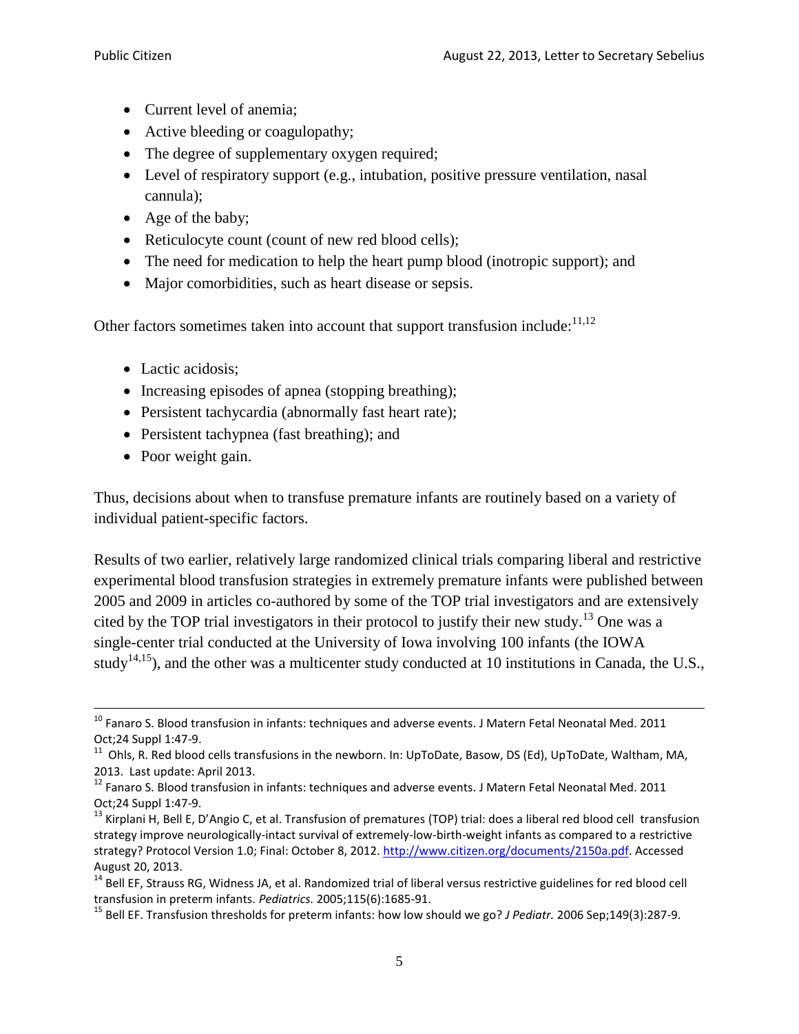- Current level of anemia;
- Active bleeding or coagulopathy;
- The degree of supplementary oxygen required;
- Level of respiratory support (e.g., intubation, positive pressure ventilation, nasal cannula);
- Age of the baby;
- Reticulocyte count (count of new red blood cells);
- The need for medication to help the heart pump blood (inotropic support); and
- Major comorbidities, such as heart disease or sepsis.

Other factors sometimes taken into account that support transfusion include:[11,12]

- Lactic acidosis;
- Increasing episodes of apnea (stopping breathing);
- Persistent tachycardia (abnormally fast heart rate);
- Persistent tachypnea (fast breathing); and
- Poor weight gain.

Thus, decisions about when to transfuse premature infants are routinely based on a variety of individual patient-specific factors.

Results of two earlier, relatively large randomized clinical trials comparing liberal and restrictive experimental blood transfusion strategies in extremely premature infants were published between 2005 and 2009 in articles co-authored by some of the TOP trial investigators and are extensively cited by the TOP trial investigators in their protocol to justify their new study.[13] One was a single-center trial conducted at the University of Iowa involving 100 infants (the IOWA study[14,15]), and the other was a multicenter study conducted at 10 institutions in Canada, the U.S.,

---

[10] Fanaro S. Blood transfusion in infants: techniques and adverse events. J Matern Fetal Neonatal Med. 2011 Oct;24 Suppl 1:47-9.

[11] Ohls, R. Red blood cells transfusions in the newborn. In: UpToDate, Basow, DS (Ed), UpToDate, Waltham, MA, 2013. Last update: April 2013.

[12] Fanaro S. Blood transfusion in infants: techniques and adverse events. J Matern Fetal Neonatal Med. 2011 Oct;24 Suppl 1:47-9.

[13] Kirplani H, Bell E, D'Angio C, et al. Transfusion of prematures (TOP) trial: does a liberal red blood cell transfusion strategy improve neurologically-intact survival of extremely-low-birth-weight infants as compared to a restrictive strategy? Protocol Version 1.0; Final: October 8, 2012. http://www.citizen.org/documents/2150a.pdf. Accessed August 20, 2013.

[14] Bell EF, Strauss RG, Widness JA, et al. Randomized trial of liberal versus restrictive guidelines for red blood cell transfusion in preterm infants. *Pediatrics.* 2005;115(6):1685-91.

[15] Bell EF. Transfusion thresholds for preterm infants: how low should we go? *J Pediatr.* 2006 Sep;149(3):287-9.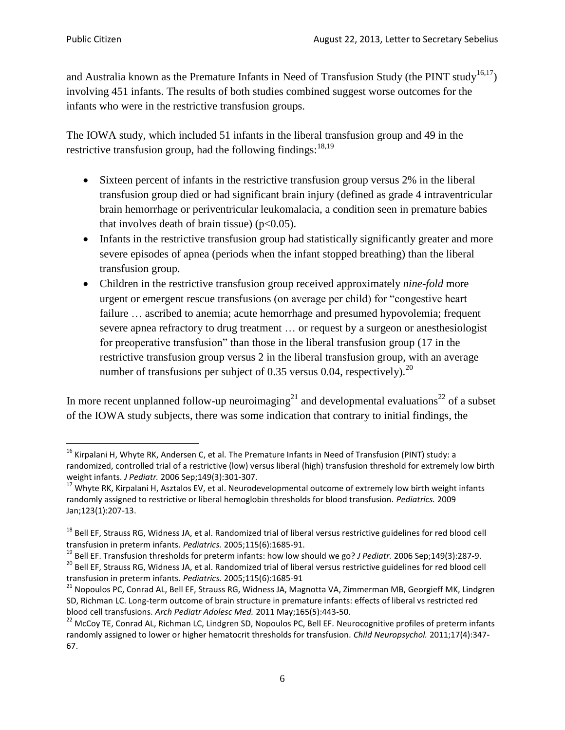and Australia known as the Premature Infants in Need of Transfusion Study (the PINT study[16,17]) involving 451 infants. The results of both studies combined suggest worse outcomes for the infants who were in the restrictive transfusion groups.

The IOWA study, which included 51 infants in the liberal transfusion group and 49 in the restrictive transfusion group, had the following findings:[18,19]

- Sixteen percent of infants in the restrictive transfusion group versus 2% in the liberal transfusion group died or had significant brain injury (defined as grade 4 intraventricular brain hemorrhage or periventricular leukomalacia, a condition seen in premature babies that involves death of brain tissue) ($p<0.05$).
- Infants in the restrictive transfusion group had statistically significantly greater and more severe episodes of apnea (periods when the infant stopped breathing) than the liberal transfusion group.
- Children in the restrictive transfusion group received approximately *nine-fold* more urgent or emergent rescue transfusions (on average per child) for "congestive heart failure … ascribed to anemia; acute hemorrhage and presumed hypovolemia; frequent severe apnea refractory to drug treatment … or request by a surgeon or anesthesiologist for preoperative transfusion" than those in the liberal transfusion group (17 in the restrictive transfusion group versus 2 in the liberal transfusion group, with an average number of transfusions per subject of 0.35 versus 0.04, respectively).[20]

In more recent unplanned follow-up neuroimaging[21] and developmental evaluations[22] of a subset of the IOWA study subjects, there was some indication that contrary to initial findings, the

---

[16] Kirpalani H, Whyte RK, Andersen C, et al. The Premature Infants in Need of Transfusion (PINT) study: a randomized, controlled trial of a restrictive (low) versus liberal (high) transfusion threshold for extremely low birth weight infants. *J Pediatr.* 2006 Sep;149(3):301-307.

[17] Whyte RK, Kirpalani H, Asztalos EV, et al. Neurodevelopmental outcome of extremely low birth weight infants randomly assigned to restrictive or liberal hemoglobin thresholds for blood transfusion. *Pediatrics.* 2009 Jan;123(1):207-13.

[18] Bell EF, Strauss RG, Widness JA, et al. Randomized trial of liberal versus restrictive guidelines for red blood cell transfusion in preterm infants. *Pediatrics.* 2005;115(6):1685-91.

[19] Bell EF. Transfusion thresholds for preterm infants: how low should we go? *J Pediatr.* 2006 Sep;149(3):287-9.

[20] Bell EF, Strauss RG, Widness JA, et al. Randomized trial of liberal versus restrictive guidelines for red blood cell transfusion in preterm infants. *Pediatrics.* 2005;115(6):1685-91

[21] Nopoulos PC, Conrad AL, Bell EF, Strauss RG, Widness JA, Magnotta VA, Zimmerman MB, Georgieff MK, Lindgren SD, Richman LC. Long-term outcome of brain structure in premature infants: effects of liberal vs restricted red blood cell transfusions. *Arch Pediatr Adolesc Med.* 2011 May;165(5):443-50.

[22] McCoy TE, Conrad AL, Richman LC, Lindgren SD, Nopoulos PC, Bell EF. Neurocognitive profiles of preterm infants randomly assigned to lower or higher hematocrit thresholds for transfusion. *Child Neuropsychol.* 2011;17(4):347-67.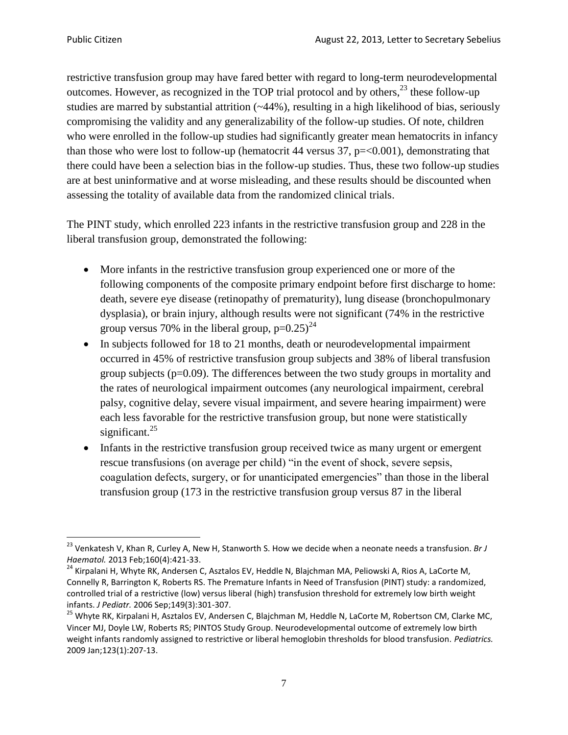restrictive transfusion group may have fared better with regard to long-term neurodevelopmental outcomes. However, as recognized in the TOP trial protocol and by others,[23] these follow-up studies are marred by substantial attrition (~44%), resulting in a high likelihood of bias, seriously compromising the validity and any generalizability of the follow-up studies. Of note, children who were enrolled in the follow-up studies had significantly greater mean hematocrits in infancy than those who were lost to follow-up (hematocrit 44 versus 37, p=<0.001), demonstrating that there could have been a selection bias in the follow-up studies. Thus, these two follow-up studies are at best uninformative and at worse misleading, and these results should be discounted when assessing the totality of available data from the randomized clinical trials.

The PINT study, which enrolled 223 infants in the restrictive transfusion group and 228 in the liberal transfusion group, demonstrated the following:

- More infants in the restrictive transfusion group experienced one or more of the following components of the composite primary endpoint before first discharge to home: death, severe eye disease (retinopathy of prematurity), lung disease (bronchopulmonary dysplasia), or brain injury, although results were not significant (74% in the restrictive group versus 70% in the liberal group, p=0.25)[24]
- In subjects followed for 18 to 21 months, death or neurodevelopmental impairment occurred in 45% of restrictive transfusion group subjects and 38% of liberal transfusion group subjects (p=0.09). The differences between the two study groups in mortality and the rates of neurological impairment outcomes (any neurological impairment, cerebral palsy, cognitive delay, severe visual impairment, and severe hearing impairment) were each less favorable for the restrictive transfusion group, but none were statistically significant.[25]
- Infants in the restrictive transfusion group received twice as many urgent or emergent rescue transfusions (on average per child) "in the event of shock, severe sepsis, coagulation defects, surgery, or for unanticipated emergencies" than those in the liberal transfusion group (173 in the restrictive transfusion group versus 87 in the liberal

---

[23] Venkatesh V, Khan R, Curley A, New H, Stanworth S. How we decide when a neonate needs a transfusion. *Br J Haematol.* 2013 Feb;160(4):421-33.

[24] Kirpalani H, Whyte RK, Andersen C, Asztalos EV, Heddle N, Blajchman MA, Peliowski A, Rios A, LaCorte M, Connelly R, Barrington K, Roberts RS. The Premature Infants in Need of Transfusion (PINT) study: a randomized, controlled trial of a restrictive (low) versus liberal (high) transfusion threshold for extremely low birth weight infants. *J Pediatr.* 2006 Sep;149(3):301-307.

[25] Whyte RK, Kirpalani H, Asztalos EV, Andersen C, Blajchman M, Heddle N, LaCorte M, Robertson CM, Clarke MC, Vincer MJ, Doyle LW, Roberts RS; PINTOS Study Group. Neurodevelopmental outcome of extremely low birth weight infants randomly assigned to restrictive or liberal hemoglobin thresholds for blood transfusion. *Pediatrics.* 2009 Jan;123(1):207-13.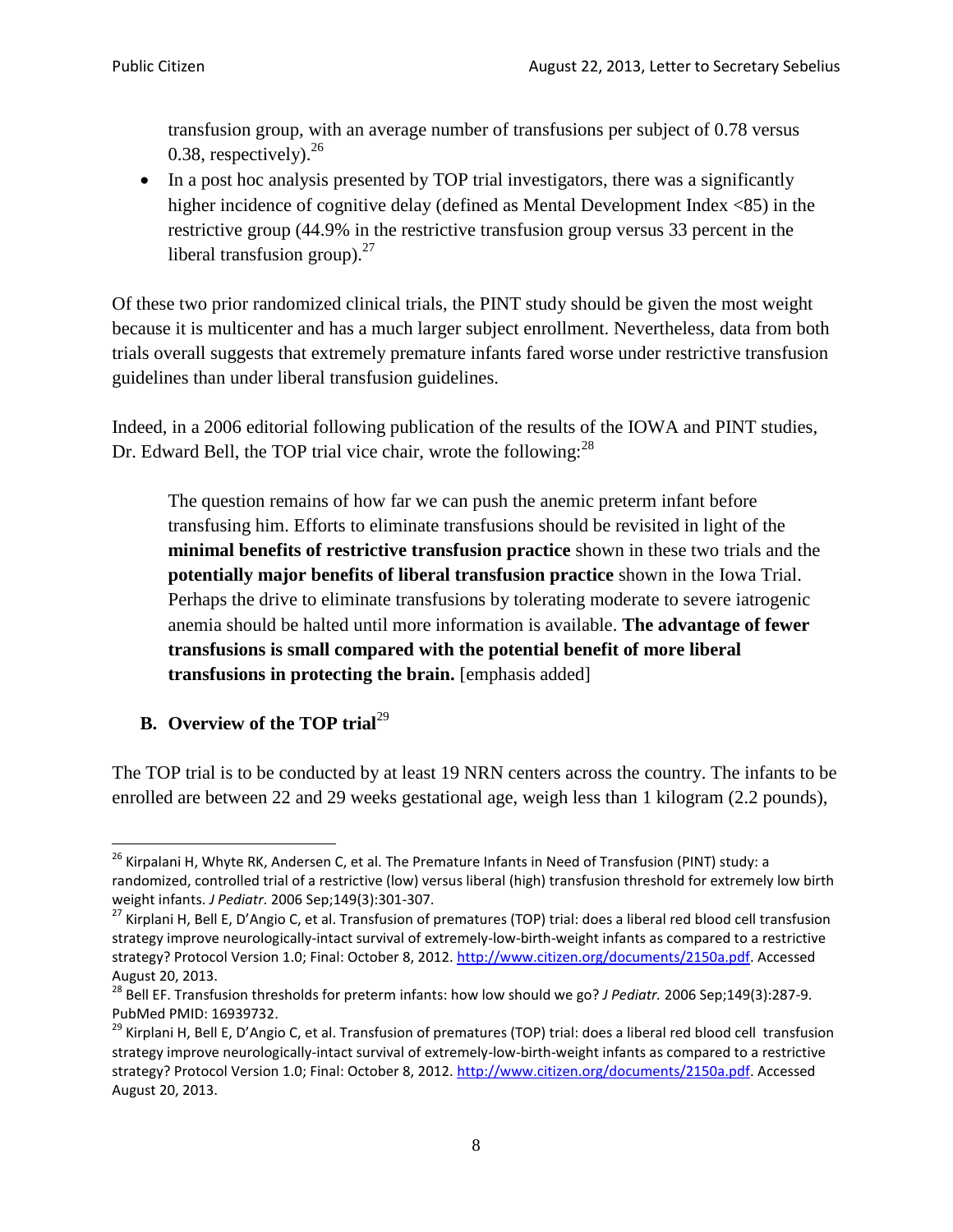transfusion group, with an average number of transfusions per subject of 0.78 versus 0.38, respectively).[26]

- In a post hoc analysis presented by TOP trial investigators, there was a significantly higher incidence of cognitive delay (defined as Mental Development Index <85) in the restrictive group (44.9% in the restrictive transfusion group versus 33 percent in the liberal transfusion group).[27]

Of these two prior randomized clinical trials, the PINT study should be given the most weight because it is multicenter and has a much larger subject enrollment. Nevertheless, data from both trials overall suggests that extremely premature infants fared worse under restrictive transfusion guidelines than under liberal transfusion guidelines.

Indeed, in a 2006 editorial following publication of the results of the IOWA and PINT studies, Dr. Edward Bell, the TOP trial vice chair, wrote the following:[28]

> The question remains of how far we can push the anemic preterm infant before transfusing him. Efforts to eliminate transfusions should be revisited in light of the **minimal benefits of restrictive transfusion practice** shown in these two trials and the **potentially major benefits of liberal transfusion practice** shown in the Iowa Trial. Perhaps the drive to eliminate transfusions by tolerating moderate to severe iatrogenic anemia should be halted until more information is available. **The advantage of fewer transfusions is small compared with the potential benefit of more liberal transfusions in protecting the brain.** [emphasis added]

## B. Overview of the TOP trial[29]

The TOP trial is to be conducted by at least 19 NRN centers across the country. The infants to be enrolled are between 22 and 29 weeks gestational age, weigh less than 1 kilogram (2.2 pounds),

---

[26] Kirpalani H, Whyte RK, Andersen C, et al. The Premature Infants in Need of Transfusion (PINT) study: a randomized, controlled trial of a restrictive (low) versus liberal (high) transfusion threshold for extremely low birth weight infants. *J Pediatr.* 2006 Sep;149(3):301-307.

[27] Kirplani H, Bell E, D'Angio C, et al. Transfusion of prematures (TOP) trial: does a liberal red blood cell transfusion strategy improve neurologically-intact survival of extremely-low-birth-weight infants as compared to a restrictive strategy? Protocol Version 1.0; Final: October 8, 2012. http://www.citizen.org/documents/2150a.pdf. Accessed August 20, 2013.

[28] Bell EF. Transfusion thresholds for preterm infants: how low should we go? *J Pediatr.* 2006 Sep;149(3):287-9. PubMed PMID: 16939732.

[29] Kirplani H, Bell E, D'Angio C, et al. Transfusion of prematures (TOP) trial: does a liberal red blood cell transfusion strategy improve neurologically-intact survival of extremely-low-birth-weight infants as compared to a restrictive strategy? Protocol Version 1.0; Final: October 8, 2012. http://www.citizen.org/documents/2150a.pdf. Accessed August 20, 2013.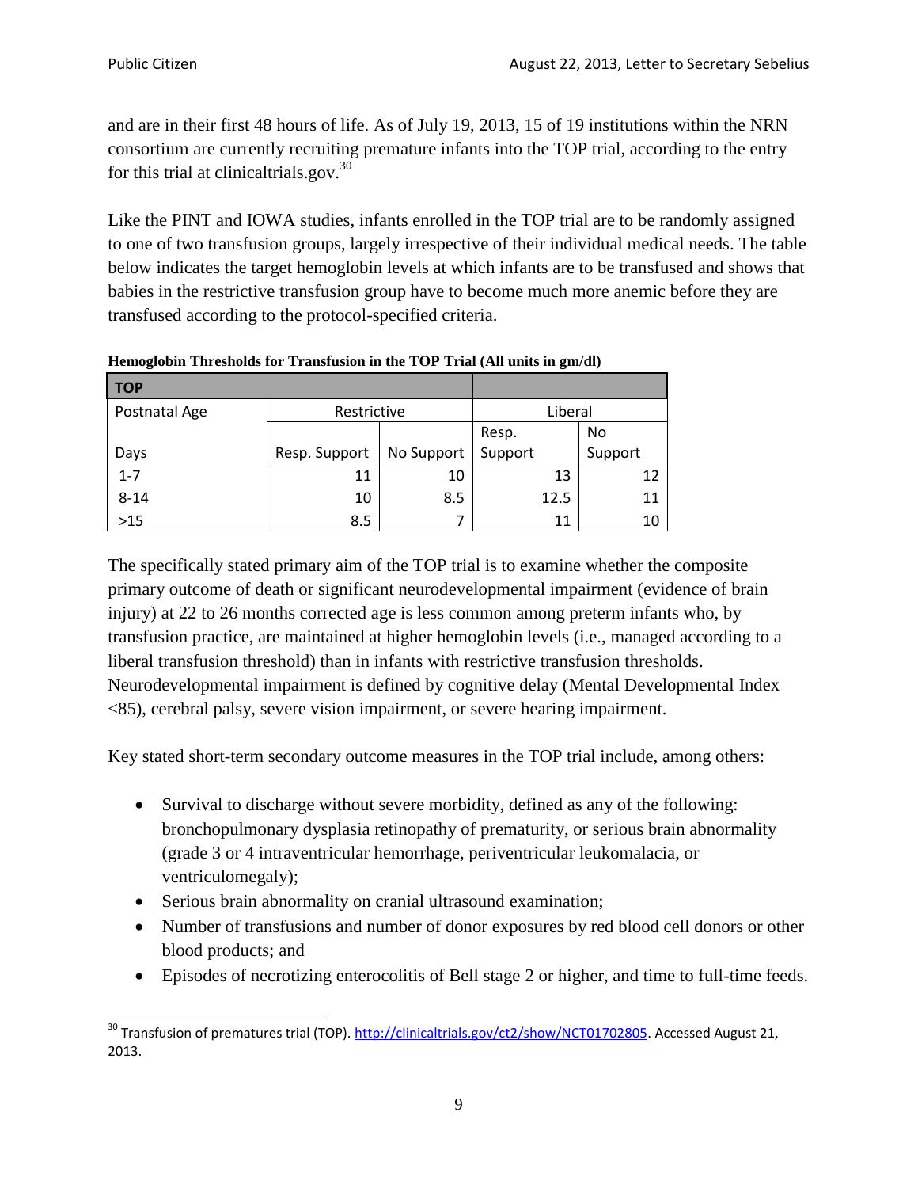and are in their first 48 hours of life. As of July 19, 2013, 15 of 19 institutions within the NRN consortium are currently recruiting premature infants into the TOP trial, according to the entry for this trial at clinicaltrials.gov.[30]

Like the PINT and IOWA studies, infants enrolled in the TOP trial are to be randomly assigned to one of two transfusion groups, largely irrespective of their individual medical needs. The table below indicates the target hemoglobin levels at which infants are to be transfused and shows that babies in the restrictive transfusion group have to become much more anemic before they are transfused according to the protocol-specified criteria.

**Hemoglobin Thresholds for Transfusion in the TOP Trial (All units in gm/dl)**

| TOP | | | | |
|---|---|---|---|---|
| Postnatal Age | Restrictive | | Liberal | |
| Days | Resp. Support | No Support | Resp. Support | No Support |
| 1-7 | 11 | 10 | 13 | 12 |
| 8-14 | 10 | 8.5 | 12.5 | 11 |
| >15 | 8.5 | 7 | 11 | 10 |

The specifically stated primary aim of the TOP trial is to examine whether the composite primary outcome of death or significant neurodevelopmental impairment (evidence of brain injury) at 22 to 26 months corrected age is less common among preterm infants who, by transfusion practice, are maintained at higher hemoglobin levels (i.e., managed according to a liberal transfusion threshold) than in infants with restrictive transfusion thresholds. Neurodevelopmental impairment is defined by cognitive delay (Mental Developmental Index <85), cerebral palsy, severe vision impairment, or severe hearing impairment.

Key stated short-term secondary outcome measures in the TOP trial include, among others:

- Survival to discharge without severe morbidity, defined as any of the following: bronchopulmonary dysplasia retinopathy of prematurity, or serious brain abnormality (grade 3 or 4 intraventricular hemorrhage, periventricular leukomalacia, or ventriculomegaly);
- Serious brain abnormality on cranial ultrasound examination;
- Number of transfusions and number of donor exposures by red blood cell donors or other blood products; and
- Episodes of necrotizing enterocolitis of Bell stage 2 or higher, and time to full-time feeds.

[30] Transfusion of prematures trial (TOP). http://clinicaltrials.gov/ct2/show/NCT01702805. Accessed August 21, 2013.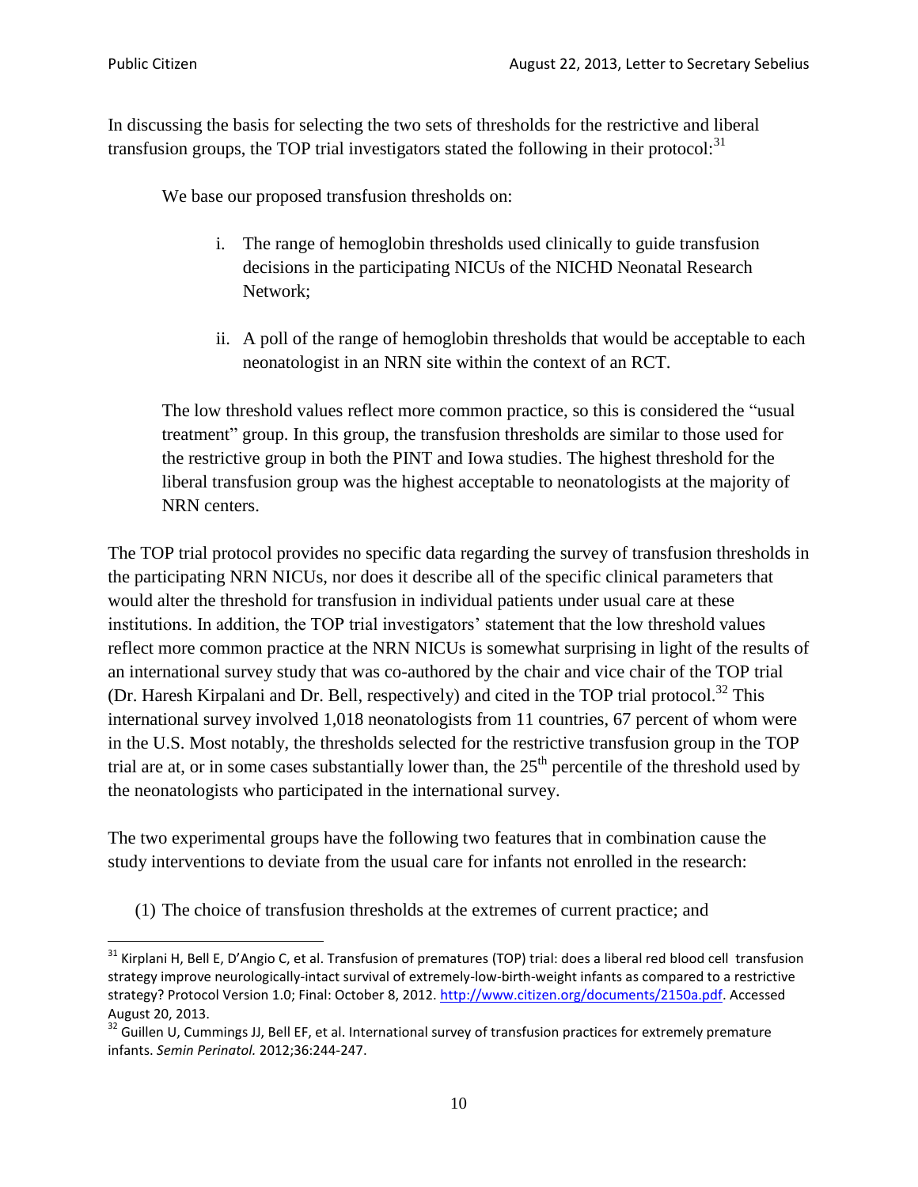In discussing the basis for selecting the two sets of thresholds for the restrictive and liberal transfusion groups, the TOP trial investigators stated the following in their protocol:[31]

> We base our proposed transfusion thresholds on:
>
> i. The range of hemoglobin thresholds used clinically to guide transfusion decisions in the participating NICUs of the NICHD Neonatal Research Network;
>
> ii. A poll of the range of hemoglobin thresholds that would be acceptable to each neonatologist in an NRN site within the context of an RCT.
>
> The low threshold values reflect more common practice, so this is considered the "usual treatment" group. In this group, the transfusion thresholds are similar to those used for the restrictive group in both the PINT and Iowa studies. The highest threshold for the liberal transfusion group was the highest acceptable to neonatologists at the majority of NRN centers.

The TOP trial protocol provides no specific data regarding the survey of transfusion thresholds in the participating NRN NICUs, nor does it describe all of the specific clinical parameters that would alter the threshold for transfusion in individual patients under usual care at these institutions. In addition, the TOP trial investigators' statement that the low threshold values reflect more common practice at the NRN NICUs is somewhat surprising in light of the results of an international survey study that was co-authored by the chair and vice chair of the TOP trial (Dr. Haresh Kirpalani and Dr. Bell, respectively) and cited in the TOP trial protocol.[32] This international survey involved 1,018 neonatologists from 11 countries, 67 percent of whom were in the U.S. Most notably, the thresholds selected for the restrictive transfusion group in the TOP trial are at, or in some cases substantially lower than, the 25th percentile of the threshold used by the neonatologists who participated in the international survey.

The two experimental groups have the following two features that in combination cause the study interventions to deviate from the usual care for infants not enrolled in the research:

(1) The choice of transfusion thresholds at the extremes of current practice; and

---

[31] Kirplani H, Bell E, D'Angio C, et al. Transfusion of prematures (TOP) trial: does a liberal red blood cell transfusion strategy improve neurologically-intact survival of extremely-low-birth-weight infants as compared to a restrictive strategy? Protocol Version 1.0; Final: October 8, 2012. http://www.citizen.org/documents/2150a.pdf. Accessed August 20, 2013.

[32] Guillen U, Cummings JJ, Bell EF, et al. International survey of transfusion practices for extremely premature infants. *Semin Perinatol.* 2012;36:244-247.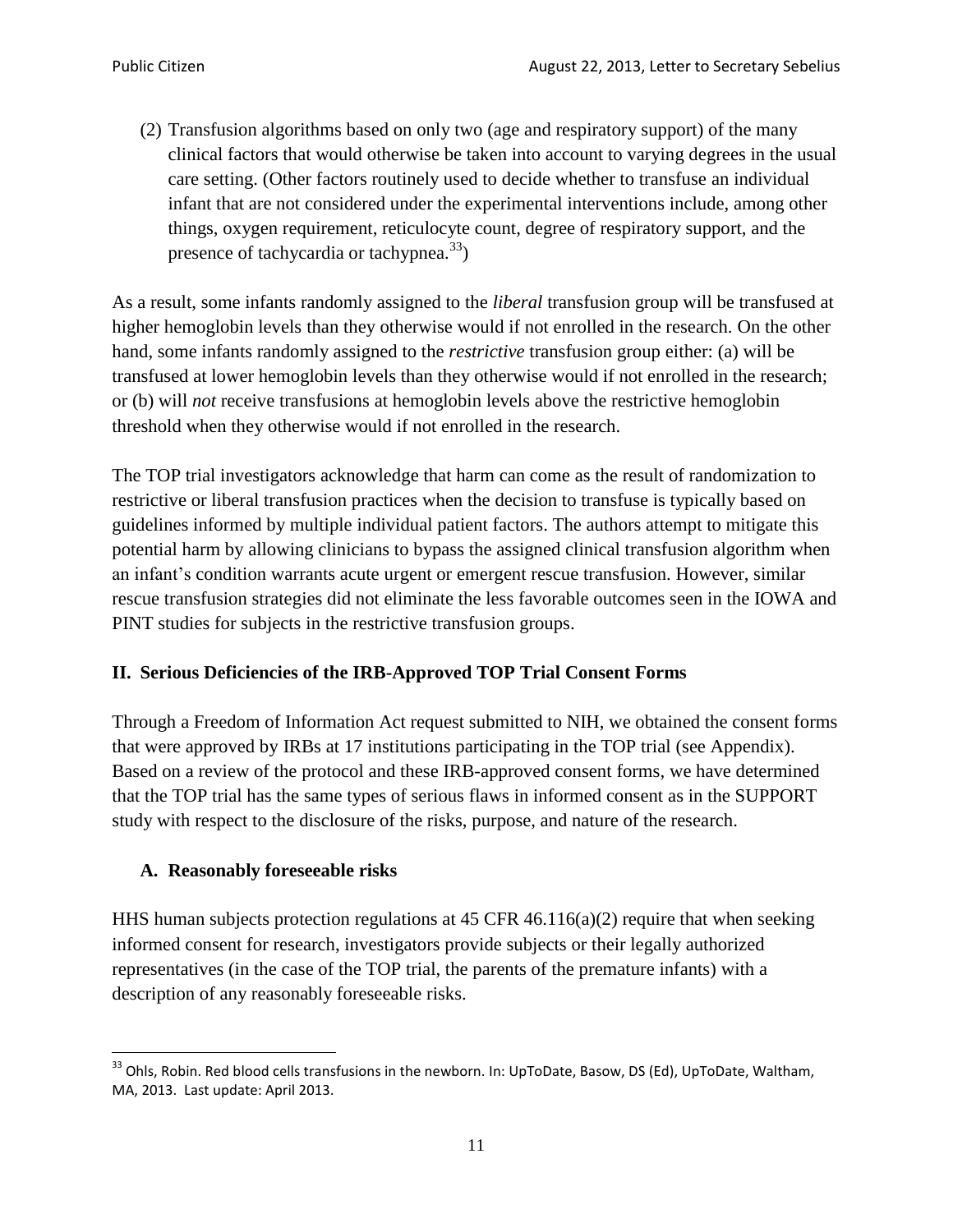(2) Transfusion algorithms based on only two (age and respiratory support) of the many clinical factors that would otherwise be taken into account to varying degrees in the usual care setting. (Other factors routinely used to decide whether to transfuse an individual infant that are not considered under the experimental interventions include, among other things, oxygen requirement, reticulocyte count, degree of respiratory support, and the presence of tachycardia or tachypnea.[33])

As a result, some infants randomly assigned to the *liberal* transfusion group will be transfused at higher hemoglobin levels than they otherwise would if not enrolled in the research. On the other hand, some infants randomly assigned to the *restrictive* transfusion group either: (a) will be transfused at lower hemoglobin levels than they otherwise would if not enrolled in the research; or (b) will *not* receive transfusions at hemoglobin levels above the restrictive hemoglobin threshold when they otherwise would if not enrolled in the research.

The TOP trial investigators acknowledge that harm can come as the result of randomization to restrictive or liberal transfusion practices when the decision to transfuse is typically based on guidelines informed by multiple individual patient factors. The authors attempt to mitigate this potential harm by allowing clinicians to bypass the assigned clinical transfusion algorithm when an infant's condition warrants acute urgent or emergent rescue transfusion. However, similar rescue transfusion strategies did not eliminate the less favorable outcomes seen in the IOWA and PINT studies for subjects in the restrictive transfusion groups.

## II. Serious Deficiencies of the IRB-Approved TOP Trial Consent Forms

Through a Freedom of Information Act request submitted to NIH, we obtained the consent forms that were approved by IRBs at 17 institutions participating in the TOP trial (see Appendix). Based on a review of the protocol and these IRB-approved consent forms, we have determined that the TOP trial has the same types of serious flaws in informed consent as in the SUPPORT study with respect to the disclosure of the risks, purpose, and nature of the research.

### A. Reasonably foreseeable risks

HHS human subjects protection regulations at 45 CFR 46.116(a)(2) require that when seeking informed consent for research, investigators provide subjects or their legally authorized representatives (in the case of the TOP trial, the parents of the premature infants) with a description of any reasonably foreseeable risks.

---

[33] Ohls, Robin. Red blood cells transfusions in the newborn. In: UpToDate, Basow, DS (Ed), UpToDate, Waltham, MA, 2013. Last update: April 2013.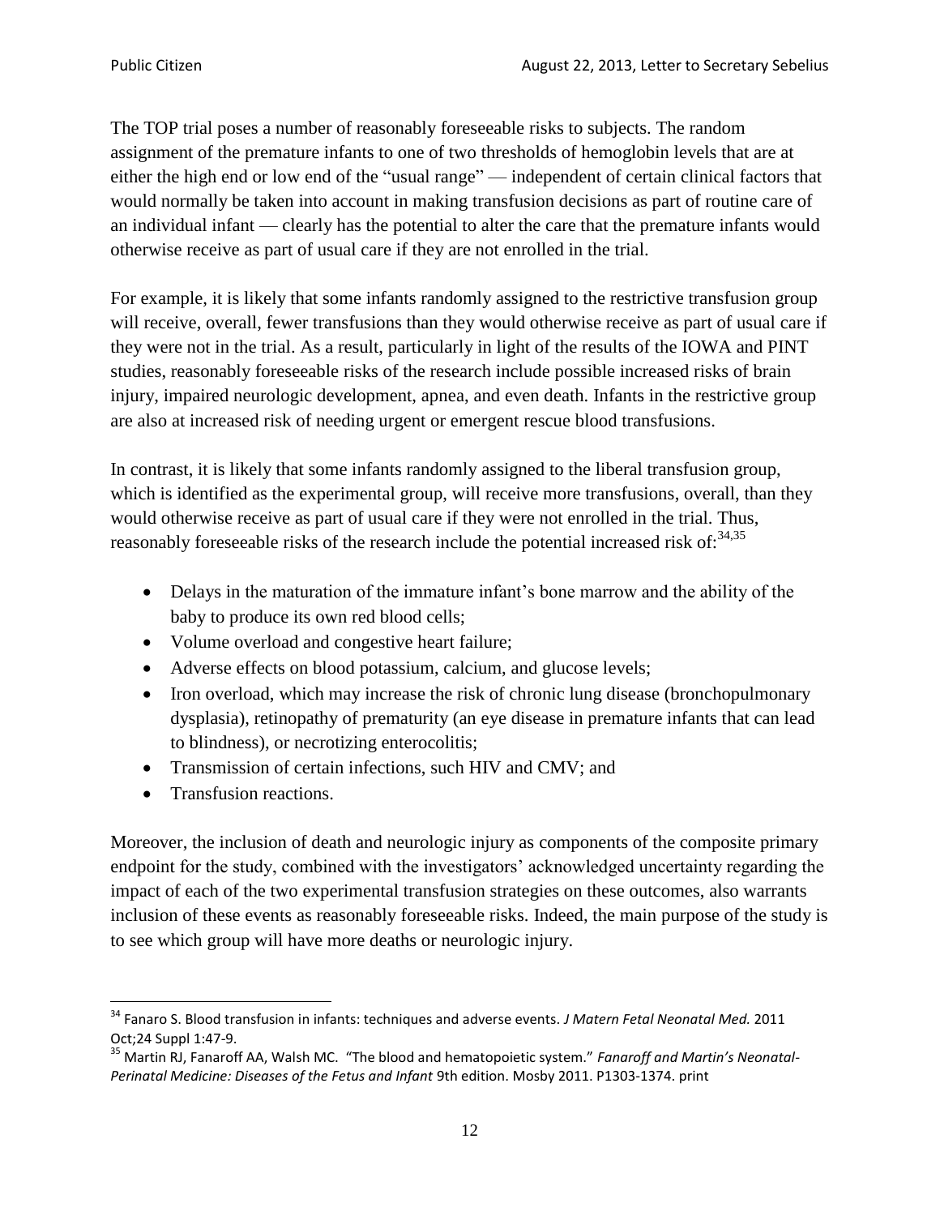The TOP trial poses a number of reasonably foreseeable risks to subjects. The random assignment of the premature infants to one of two thresholds of hemoglobin levels that are at either the high end or low end of the "usual range" — independent of certain clinical factors that would normally be taken into account in making transfusion decisions as part of routine care of an individual infant — clearly has the potential to alter the care that the premature infants would otherwise receive as part of usual care if they are not enrolled in the trial.

For example, it is likely that some infants randomly assigned to the restrictive transfusion group will receive, overall, fewer transfusions than they would otherwise receive as part of usual care if they were not in the trial. As a result, particularly in light of the results of the IOWA and PINT studies, reasonably foreseeable risks of the research include possible increased risks of brain injury, impaired neurologic development, apnea, and even death. Infants in the restrictive group are also at increased risk of needing urgent or emergent rescue blood transfusions.

In contrast, it is likely that some infants randomly assigned to the liberal transfusion group, which is identified as the experimental group, will receive more transfusions, overall, than they would otherwise receive as part of usual care if they were not enrolled in the trial. Thus, reasonably foreseeable risks of the research include the potential increased risk of:[34,35]

- Delays in the maturation of the immature infant's bone marrow and the ability of the baby to produce its own red blood cells;
- Volume overload and congestive heart failure;
- Adverse effects on blood potassium, calcium, and glucose levels;
- Iron overload, which may increase the risk of chronic lung disease (bronchopulmonary dysplasia), retinopathy of prematurity (an eye disease in premature infants that can lead to blindness), or necrotizing enterocolitis;
- Transmission of certain infections, such HIV and CMV; and
- Transfusion reactions.

Moreover, the inclusion of death and neurologic injury as components of the composite primary endpoint for the study, combined with the investigators' acknowledged uncertainty regarding the impact of each of the two experimental transfusion strategies on these outcomes, also warrants inclusion of these events as reasonably foreseeable risks. Indeed, the main purpose of the study is to see which group will have more deaths or neurologic injury.

---

[34] Fanaro S. Blood transfusion in infants: techniques and adverse events. *J Matern Fetal Neonatal Med.* 2011 Oct;24 Suppl 1:47-9.

[35] Martin RJ, Fanaroff AA, Walsh MC. "The blood and hematopoietic system." *Fanaroff and Martin's Neonatal-Perinatal Medicine: Diseases of the Fetus and Infant* 9th edition. Mosby 2011. P1303-1374. print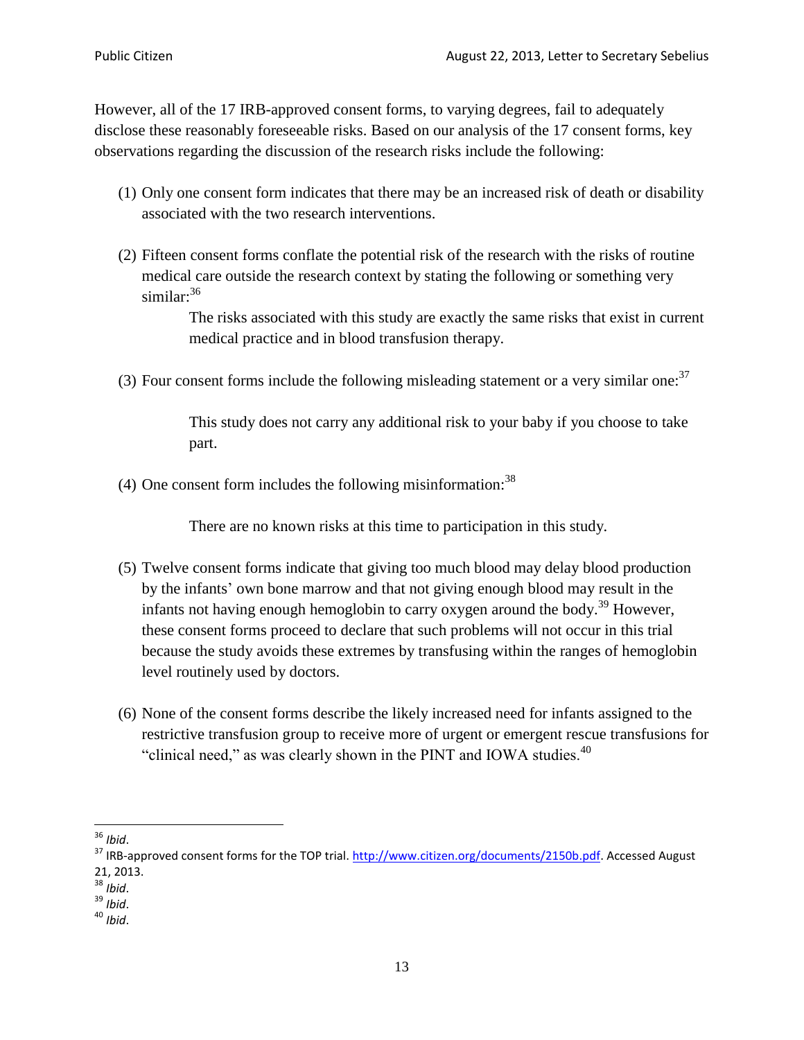However, all of the 17 IRB-approved consent forms, to varying degrees, fail to adequately disclose these reasonably foreseeable risks. Based on our analysis of the 17 consent forms, key observations regarding the discussion of the research risks include the following:

(1) Only one consent form indicates that there may be an increased risk of death or disability associated with the two research interventions.

(2) Fifteen consent forms conflate the potential risk of the research with the risks of routine medical care outside the research context by stating the following or something very similar:[36]

> The risks associated with this study are exactly the same risks that exist in current medical practice and in blood transfusion therapy.

(3) Four consent forms include the following misleading statement or a very similar one:[37]

> This study does not carry any additional risk to your baby if you choose to take part.

(4) One consent form includes the following misinformation:[38]

> There are no known risks at this time to participation in this study.

(5) Twelve consent forms indicate that giving too much blood may delay blood production by the infants' own bone marrow and that not giving enough blood may result in the infants not having enough hemoglobin to carry oxygen around the body.[39] However, these consent forms proceed to declare that such problems will not occur in this trial because the study avoids these extremes by transfusing within the ranges of hemoglobin level routinely used by doctors.

(6) None of the consent forms describe the likely increased need for infants assigned to the restrictive transfusion group to receive more of urgent or emergent rescue transfusions for "clinical need," as was clearly shown in the PINT and IOWA studies.[40]

---

[36] *Ibid*.

[37] IRB-approved consent forms for the TOP trial. http://www.citizen.org/documents/2150b.pdf. Accessed August 21, 2013.

[38] *Ibid*.

[39] *Ibid*.

[40] *Ibid*.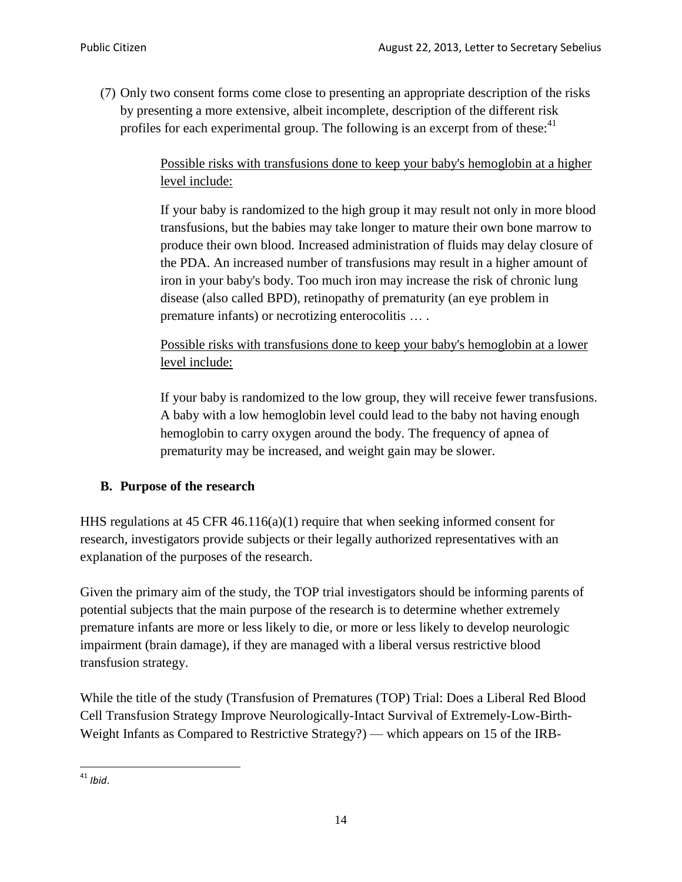(7) Only two consent forms come close to presenting an appropriate description of the risks by presenting a more extensive, albeit incomplete, description of the different risk profiles for each experimental group. The following is an excerpt from of these:[41]

> <u>Possible risks with transfusions done to keep your baby's hemoglobin at a higher level include:</u>
>
> If your baby is randomized to the high group it may result not only in more blood transfusions, but the babies may take longer to mature their own bone marrow to produce their own blood. Increased administration of fluids may delay closure of the PDA. An increased number of transfusions may result in a higher amount of iron in your baby's body. Too much iron may increase the risk of chronic lung disease (also called BPD), retinopathy of prematurity (an eye problem in premature infants) or necrotizing enterocolitis … .
>
> <u>Possible risks with transfusions done to keep your baby's hemoglobin at a lower level include:</u>
>
> If your baby is randomized to the low group, they will receive fewer transfusions. A baby with a low hemoglobin level could lead to the baby not having enough hemoglobin to carry oxygen around the body. The frequency of apnea of prematurity may be increased, and weight gain may be slower.

## B. Purpose of the research

HHS regulations at 45 CFR 46.116(a)(1) require that when seeking informed consent for research, investigators provide subjects or their legally authorized representatives with an explanation of the purposes of the research.

Given the primary aim of the study, the TOP trial investigators should be informing parents of potential subjects that the main purpose of the research is to determine whether extremely premature infants are more or less likely to die, or more or less likely to develop neurologic impairment (brain damage), if they are managed with a liberal versus restrictive blood transfusion strategy.

While the title of the study (Transfusion of Prematures (TOP) Trial: Does a Liberal Red Blood Cell Transfusion Strategy Improve Neurologically-Intact Survival of Extremely-Low-Birth-Weight Infants as Compared to Restrictive Strategy?) — which appears on 15 of the IRB-

---

[41] *Ibid*.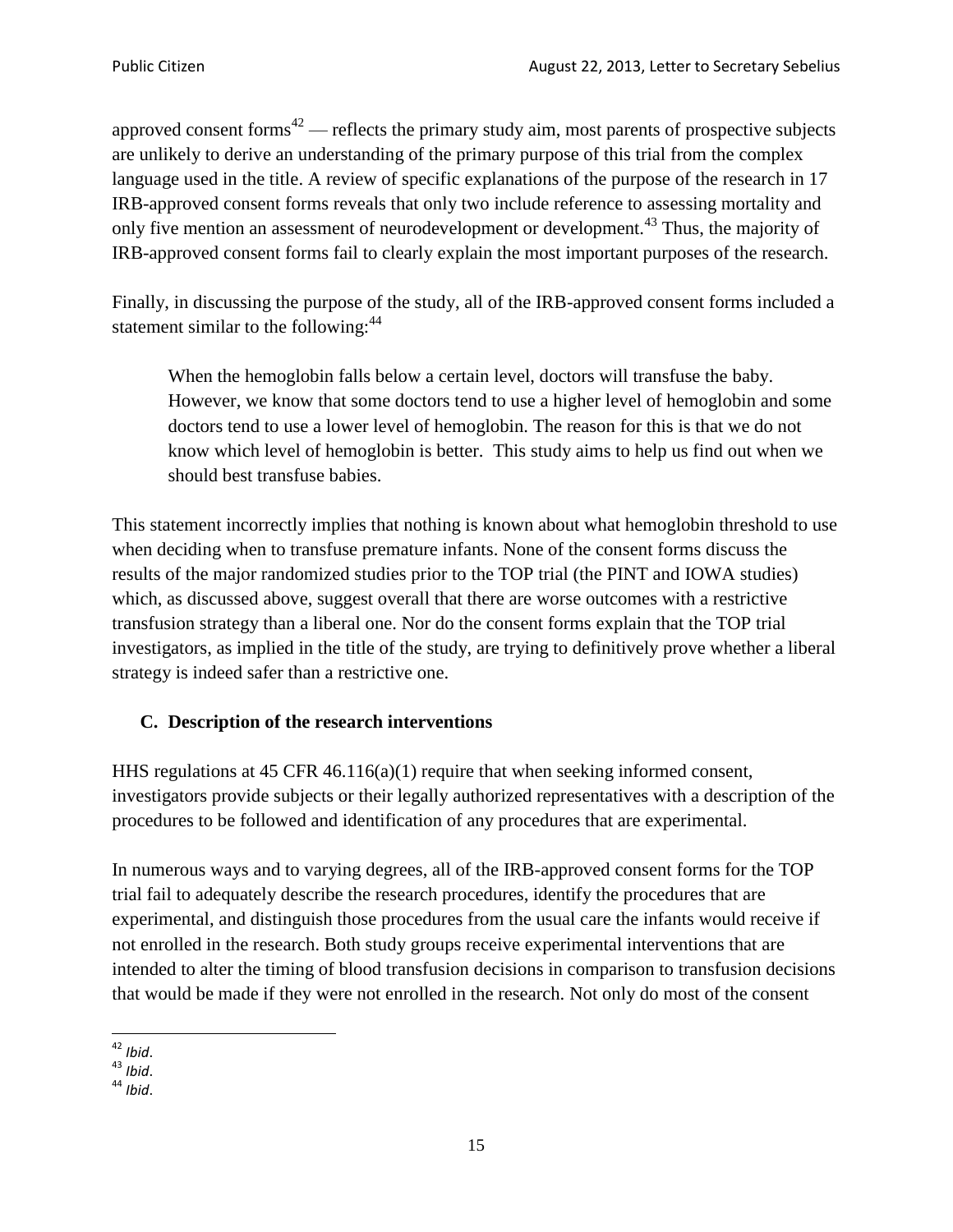approved consent forms[42] — reflects the primary study aim, most parents of prospective subjects are unlikely to derive an understanding of the primary purpose of this trial from the complex language used in the title. A review of specific explanations of the purpose of the research in 17 IRB-approved consent forms reveals that only two include reference to assessing mortality and only five mention an assessment of neurodevelopment or development.[43] Thus, the majority of IRB-approved consent forms fail to clearly explain the most important purposes of the research.

Finally, in discussing the purpose of the study, all of the IRB-approved consent forms included a statement similar to the following:[44]

> When the hemoglobin falls below a certain level, doctors will transfuse the baby. However, we know that some doctors tend to use a higher level of hemoglobin and some doctors tend to use a lower level of hemoglobin. The reason for this is that we do not know which level of hemoglobin is better. This study aims to help us find out when we should best transfuse babies.

This statement incorrectly implies that nothing is known about what hemoglobin threshold to use when deciding when to transfuse premature infants. None of the consent forms discuss the results of the major randomized studies prior to the TOP trial (the PINT and IOWA studies) which, as discussed above, suggest overall that there are worse outcomes with a restrictive transfusion strategy than a liberal one. Nor do the consent forms explain that the TOP trial investigators, as implied in the title of the study, are trying to definitively prove whether a liberal strategy is indeed safer than a restrictive one.

### C. Description of the research interventions

HHS regulations at 45 CFR 46.116(a)(1) require that when seeking informed consent, investigators provide subjects or their legally authorized representatives with a description of the procedures to be followed and identification of any procedures that are experimental.

In numerous ways and to varying degrees, all of the IRB-approved consent forms for the TOP trial fail to adequately describe the research procedures, identify the procedures that are experimental, and distinguish those procedures from the usual care the infants would receive if not enrolled in the research. Both study groups receive experimental interventions that are intended to alter the timing of blood transfusion decisions in comparison to transfusion decisions that would be made if they were not enrolled in the research. Not only do most of the consent

[42] *Ibid*.
[43] *Ibid*.
[44] *Ibid*.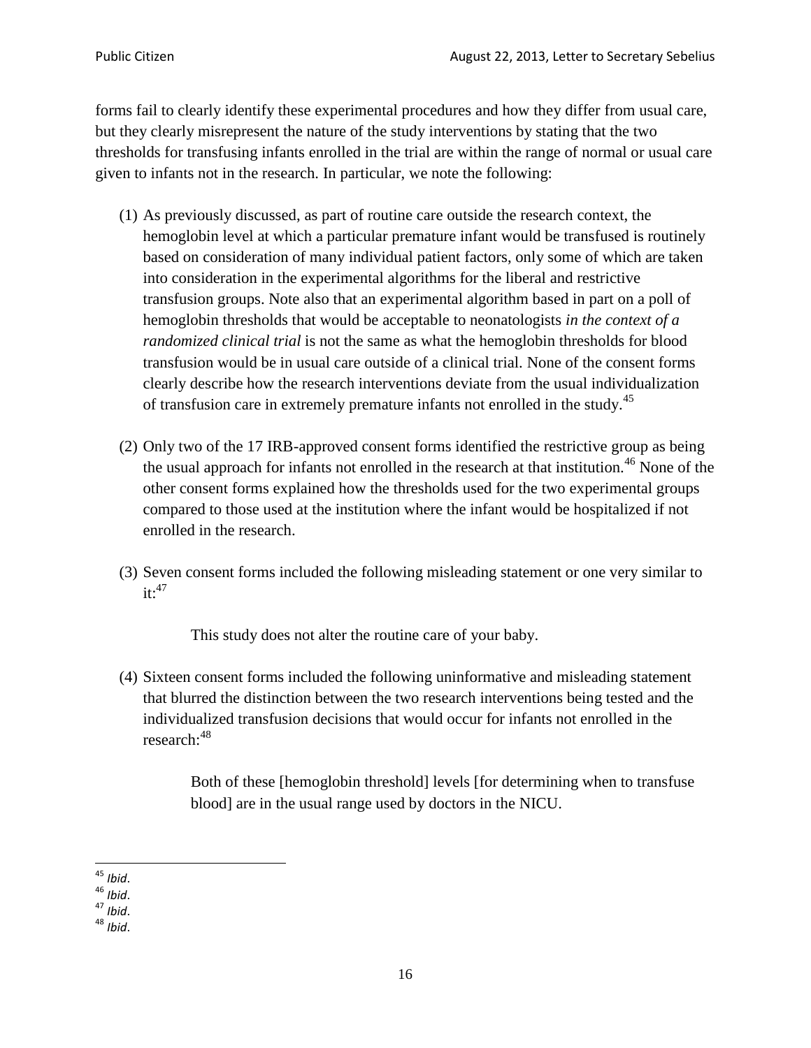forms fail to clearly identify these experimental procedures and how they differ from usual care, but they clearly misrepresent the nature of the study interventions by stating that the two thresholds for transfusing infants enrolled in the trial are within the range of normal or usual care given to infants not in the research. In particular, we note the following:

(1) As previously discussed, as part of routine care outside the research context, the hemoglobin level at which a particular premature infant would be transfused is routinely based on consideration of many individual patient factors, only some of which are taken into consideration in the experimental algorithms for the liberal and restrictive transfusion groups. Note also that an experimental algorithm based in part on a poll of hemoglobin thresholds that would be acceptable to neonatologists *in the context of a randomized clinical trial* is not the same as what the hemoglobin thresholds for blood transfusion would be in usual care outside of a clinical trial. None of the consent forms clearly describe how the research interventions deviate from the usual individualization of transfusion care in extremely premature infants not enrolled in the study.[45]

(2) Only two of the 17 IRB-approved consent forms identified the restrictive group as being the usual approach for infants not enrolled in the research at that institution.[46] None of the other consent forms explained how the thresholds used for the two experimental groups compared to those used at the institution where the infant would be hospitalized if not enrolled in the research.

(3) Seven consent forms included the following misleading statement or one very similar to it:[47]

> This study does not alter the routine care of your baby.

(4) Sixteen consent forms included the following uninformative and misleading statement that blurred the distinction between the two research interventions being tested and the individualized transfusion decisions that would occur for infants not enrolled in the research:[48]

> Both of these [hemoglobin threshold] levels [for determining when to transfuse blood] are in the usual range used by doctors in the NICU.

---

[45] *Ibid*.
[46] *Ibid*.
[47] *Ibid*.
[48] *Ibid*.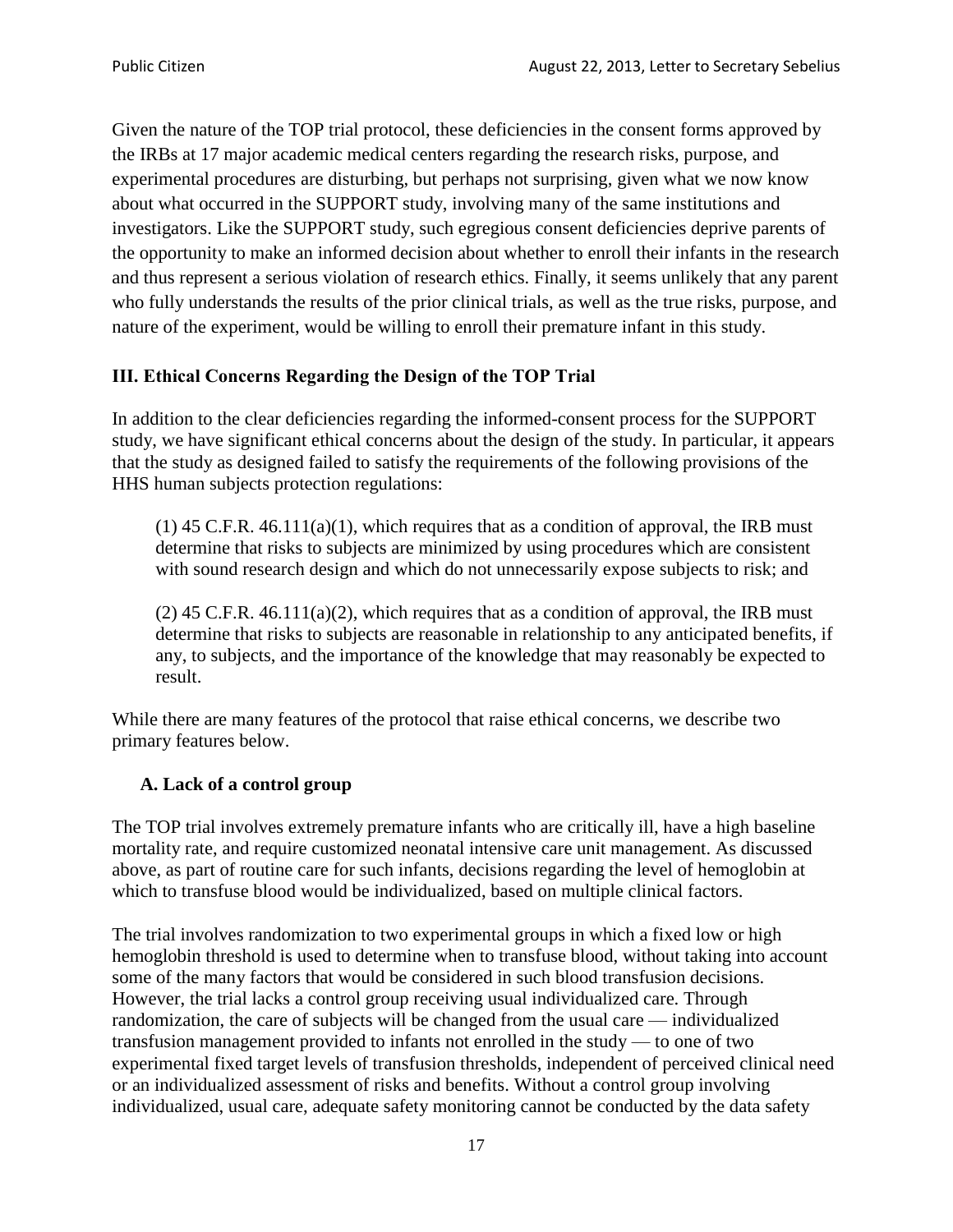Given the nature of the TOP trial protocol, these deficiencies in the consent forms approved by the IRBs at 17 major academic medical centers regarding the research risks, purpose, and experimental procedures are disturbing, but perhaps not surprising, given what we now know about what occurred in the SUPPORT study, involving many of the same institutions and investigators. Like the SUPPORT study, such egregious consent deficiencies deprive parents of the opportunity to make an informed decision about whether to enroll their infants in the research and thus represent a serious violation of research ethics. Finally, it seems unlikely that any parent who fully understands the results of the prior clinical trials, as well as the true risks, purpose, and nature of the experiment, would be willing to enroll their premature infant in this study.

### III. Ethical Concerns Regarding the Design of the TOP Trial

In addition to the clear deficiencies regarding the informed-consent process for the SUPPORT study, we have significant ethical concerns about the design of the study. In particular, it appears that the study as designed failed to satisfy the requirements of the following provisions of the HHS human subjects protection regulations:

> (1) 45 C.F.R. 46.111(a)(1), which requires that as a condition of approval, the IRB must determine that risks to subjects are minimized by using procedures which are consistent with sound research design and which do not unnecessarily expose subjects to risk; and
>
> (2) 45 C.F.R. 46.111(a)(2), which requires that as a condition of approval, the IRB must determine that risks to subjects are reasonable in relationship to any anticipated benefits, if any, to subjects, and the importance of the knowledge that may reasonably be expected to result.

While there are many features of the protocol that raise ethical concerns, we describe two primary features below.

#### A. Lack of a control group

The TOP trial involves extremely premature infants who are critically ill, have a high baseline mortality rate, and require customized neonatal intensive care unit management. As discussed above, as part of routine care for such infants, decisions regarding the level of hemoglobin at which to transfuse blood would be individualized, based on multiple clinical factors.

The trial involves randomization to two experimental groups in which a fixed low or high hemoglobin threshold is used to determine when to transfuse blood, without taking into account some of the many factors that would be considered in such blood transfusion decisions. However, the trial lacks a control group receiving usual individualized care. Through randomization, the care of subjects will be changed from the usual care — individualized transfusion management provided to infants not enrolled in the study — to one of two experimental fixed target levels of transfusion thresholds, independent of perceived clinical need or an individualized assessment of risks and benefits. Without a control group involving individualized, usual care, adequate safety monitoring cannot be conducted by the data safety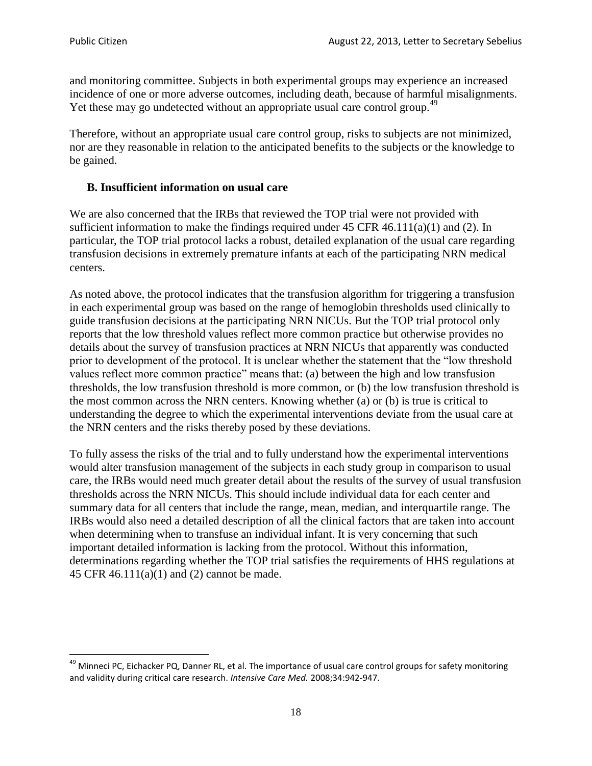and monitoring committee. Subjects in both experimental groups may experience an increased incidence of one or more adverse outcomes, including death, because of harmful misalignments. Yet these may go undetected without an appropriate usual care control group.[49]

Therefore, without an appropriate usual care control group, risks to subjects are not minimized, nor are they reasonable in relation to the anticipated benefits to the subjects or the knowledge to be gained.

### B. Insufficient information on usual care

We are also concerned that the IRBs that reviewed the TOP trial were not provided with sufficient information to make the findings required under 45 CFR 46.111(a)(1) and (2). In particular, the TOP trial protocol lacks a robust, detailed explanation of the usual care regarding transfusion decisions in extremely premature infants at each of the participating NRN medical centers.

As noted above, the protocol indicates that the transfusion algorithm for triggering a transfusion in each experimental group was based on the range of hemoglobin thresholds used clinically to guide transfusion decisions at the participating NRN NICUs. But the TOP trial protocol only reports that the low threshold values reflect more common practice but otherwise provides no details about the survey of transfusion practices at NRN NICUs that apparently was conducted prior to development of the protocol. It is unclear whether the statement that the "low threshold values reflect more common practice" means that: (a) between the high and low transfusion thresholds, the low transfusion threshold is more common, or (b) the low transfusion threshold is the most common across the NRN centers. Knowing whether (a) or (b) is true is critical to understanding the degree to which the experimental interventions deviate from the usual care at the NRN centers and the risks thereby posed by these deviations.

To fully assess the risks of the trial and to fully understand how the experimental interventions would alter transfusion management of the subjects in each study group in comparison to usual care, the IRBs would need much greater detail about the results of the survey of usual transfusion thresholds across the NRN NICUs. This should include individual data for each center and summary data for all centers that include the range, mean, median, and interquartile range. The IRBs would also need a detailed description of all the clinical factors that are taken into account when determining when to transfuse an individual infant. It is very concerning that such important detailed information is lacking from the protocol. Without this information, determinations regarding whether the TOP trial satisfies the requirements of HHS regulations at 45 CFR 46.111(a)(1) and (2) cannot be made.

---

[49] Minneci PC, Eichacker PQ, Danner RL, et al. The importance of usual care control groups for safety monitoring and validity during critical care research. *Intensive Care Med.* 2008;34:942-947.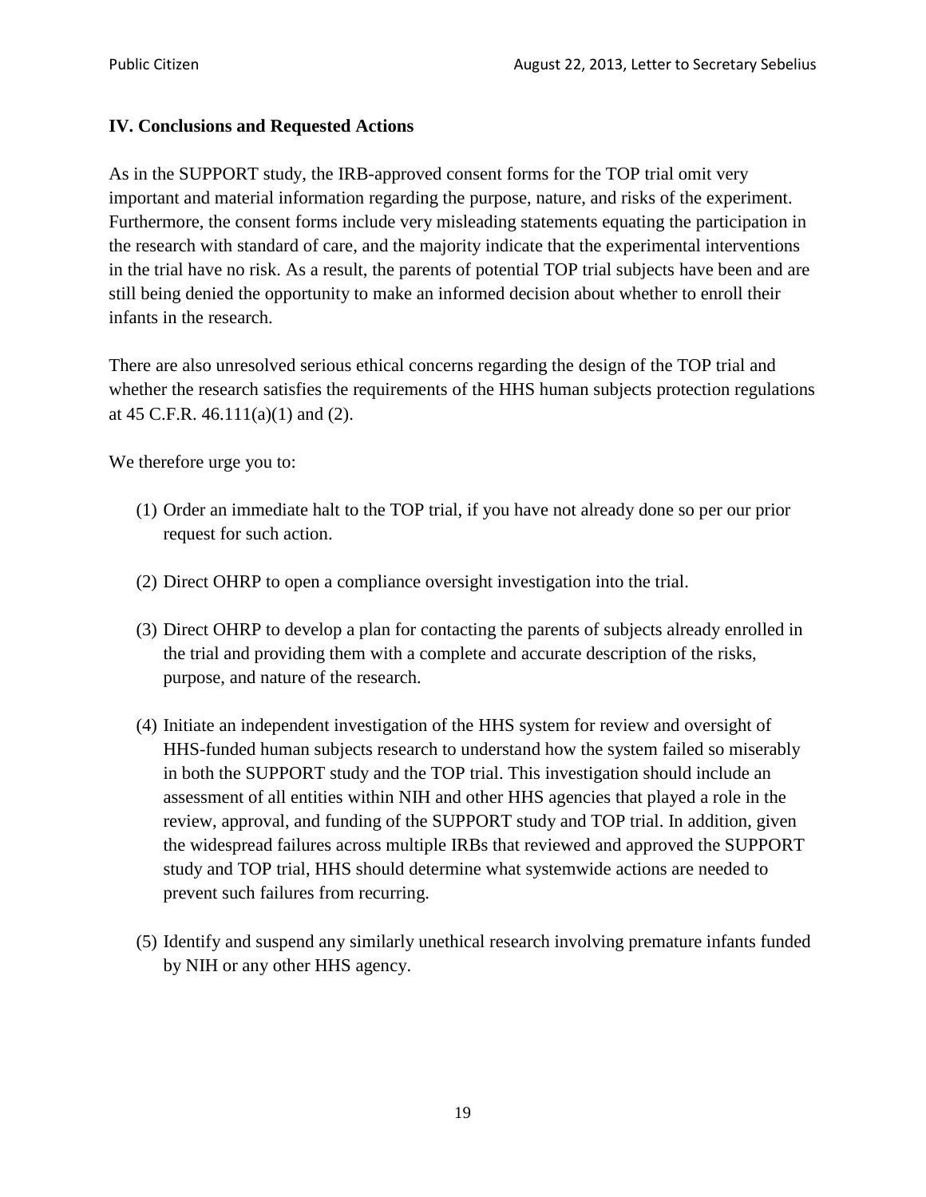## IV. Conclusions and Requested Actions

As in the SUPPORT study, the IRB-approved consent forms for the TOP trial omit very important and material information regarding the purpose, nature, and risks of the experiment. Furthermore, the consent forms include very misleading statements equating the participation in the research with standard of care, and the majority indicate that the experimental interventions in the trial have no risk. As a result, the parents of potential TOP trial subjects have been and are still being denied the opportunity to make an informed decision about whether to enroll their infants in the research.

There are also unresolved serious ethical concerns regarding the design of the TOP trial and whether the research satisfies the requirements of the HHS human subjects protection regulations at 45 C.F.R. 46.111(a)(1) and (2).

We therefore urge you to:

(1) Order an immediate halt to the TOP trial, if you have not already done so per our prior request for such action.

(2) Direct OHRP to open a compliance oversight investigation into the trial.

(3) Direct OHRP to develop a plan for contacting the parents of subjects already enrolled in the trial and providing them with a complete and accurate description of the risks, purpose, and nature of the research.

(4) Initiate an independent investigation of the HHS system for review and oversight of HHS-funded human subjects research to understand how the system failed so miserably in both the SUPPORT study and the TOP trial. This investigation should include an assessment of all entities within NIH and other HHS agencies that played a role in the review, approval, and funding of the SUPPORT study and TOP trial. In addition, given the widespread failures across multiple IRBs that reviewed and approved the SUPPORT study and TOP trial, HHS should determine what systemwide actions are needed to prevent such failures from recurring.

(5) Identify and suspend any similarly unethical research involving premature infants funded by NIH or any other HHS agency.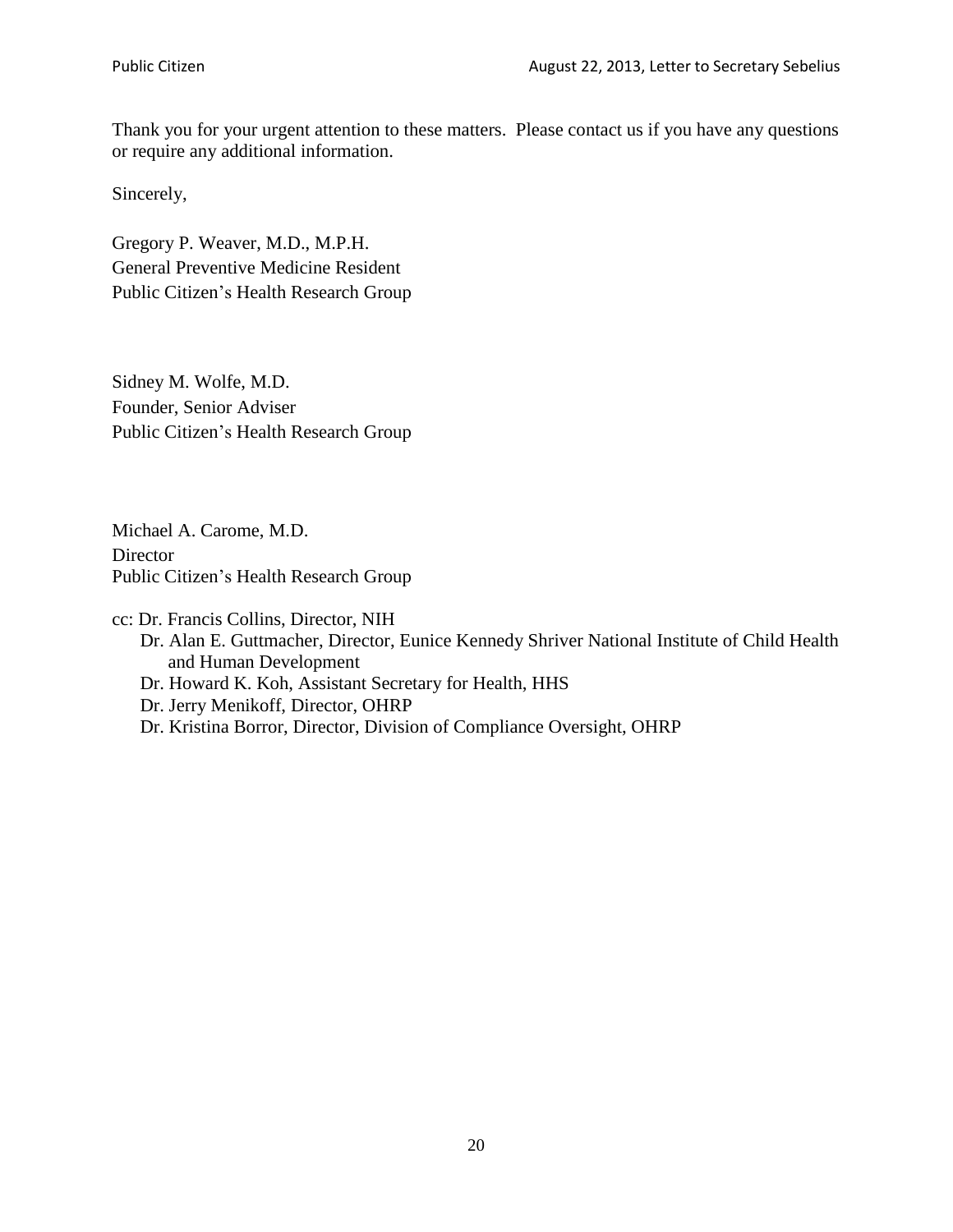Thank you for your urgent attention to these matters. Please contact us if you have any questions or require any additional information.

Sincerely,

Gregory P. Weaver, M.D., M.P.H.
General Preventive Medicine Resident
Public Citizen's Health Research Group

Sidney M. Wolfe, M.D.
Founder, Senior Adviser
Public Citizen's Health Research Group

Michael A. Carome, M.D.
Director
Public Citizen's Health Research Group

cc: Dr. Francis Collins, Director, NIH
Dr. Alan E. Guttmacher, Director, Eunice Kennedy Shriver National Institute of Child Health and Human Development
Dr. Howard K. Koh, Assistant Secretary for Health, HHS
Dr. Jerry Menikoff, Director, OHRP
Dr. Kristina Borror, Director, Division of Compliance Oversight, OHRP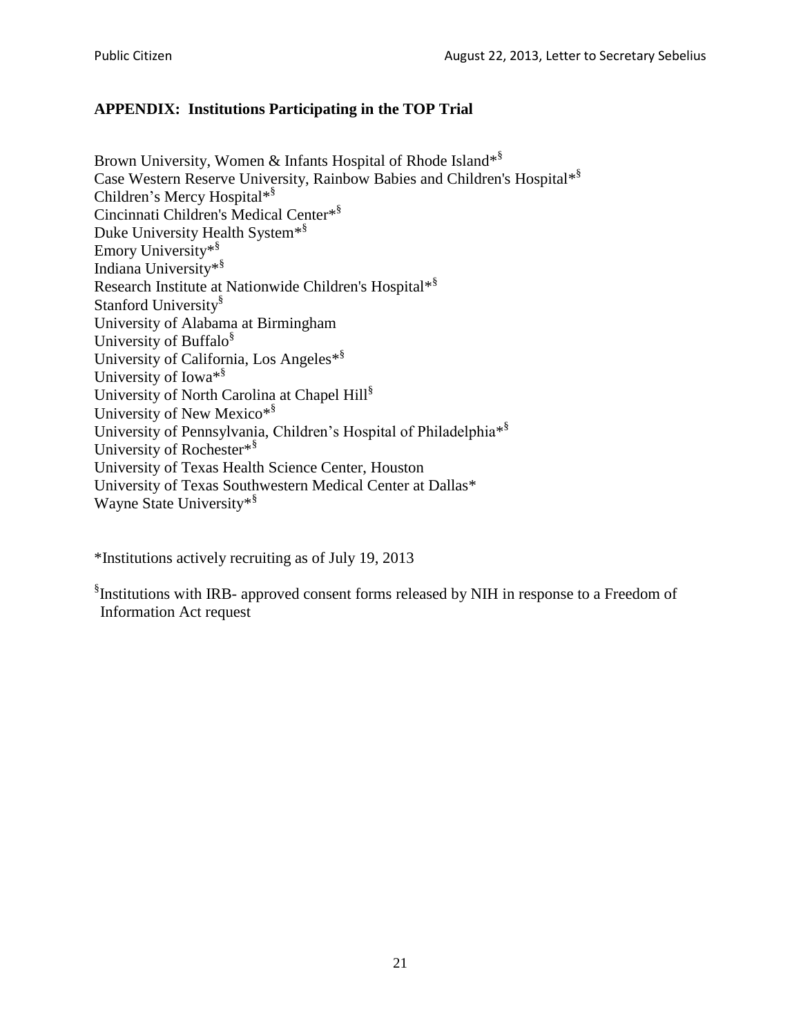## APPENDIX: Institutions Participating in the TOP Trial

Brown University, Women & Infants Hospital of Rhode Island*§
Case Western Reserve University, Rainbow Babies and Children's Hospital*§
Children's Mercy Hospital*§
Cincinnati Children's Medical Center*§
Duke University Health System*§
Emory University*§
Indiana University*§
Research Institute at Nationwide Children's Hospital*§
Stanford University§
University of Alabama at Birmingham
University of Buffalo§
University of California, Los Angeles*§
University of Iowa*§
University of North Carolina at Chapel Hill§
University of New Mexico*§
University of Pennsylvania, Children's Hospital of Philadelphia*§
University of Rochester*§
University of Texas Health Science Center, Houston
University of Texas Southwestern Medical Center at Dallas*
Wayne State University*§

*Institutions actively recruiting as of July 19, 2013

§Institutions with IRB- approved consent forms released by NIH in response to a Freedom of Information Act request